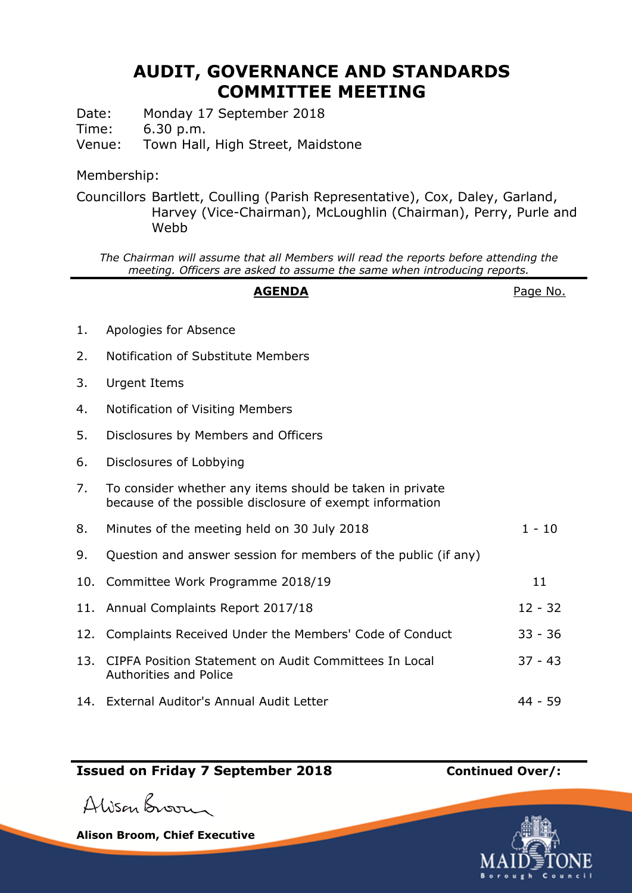# AUDIT, GOVERNANCE AND STANDARDS COMMITTEE MEETING

Date: Monday 17 September 2018
Time: 6.30 p.m.
Venue: Town Hall, High Street, Maidstone

Membership:

Councillors Bartlett, Coulling (Parish Representative), Cox, Daley, Garland, Harvey (Vice-Chairman), McLoughlin (Chairman), Perry, Purle and Webb

*The Chairman will assume that all Members will read the reports before attending the meeting. Officers are asked to assume the same when introducing reports.*

| | **AGENDA** | Page No. |
|---|---|---|
| 1. | Apologies for Absence | |
| 2. | Notification of Substitute Members | |
| 3. | Urgent Items | |
| 4. | Notification of Visiting Members | |
| 5. | Disclosures by Members and Officers | |
| 6. | Disclosures of Lobbying | |
| 7. | To consider whether any items should be taken in private because of the possible disclosure of exempt information | |
| 8. | Minutes of the meeting held on 30 July 2018 | 1 - 10 |
| 9. | Question and answer session for members of the public (if any) | |
| 10. | Committee Work Programme 2018/19 | 11 |
| 11. | Annual Complaints Report 2017/18 | 12 - 32 |
| 12. | Complaints Received Under the Members' Code of Conduct | 33 - 36 |
| 13. | CIPFA Position Statement on Audit Committees In Local Authorities and Police | 37 - 43 |
| 14. | External Auditor's Annual Audit Letter | 44 - 59 |

**Issued on Friday 7 September 2018** **Continued Over/:**

Alison Broom

**Alison Broom, Chief Executive**

MAIDSTONE Borough Council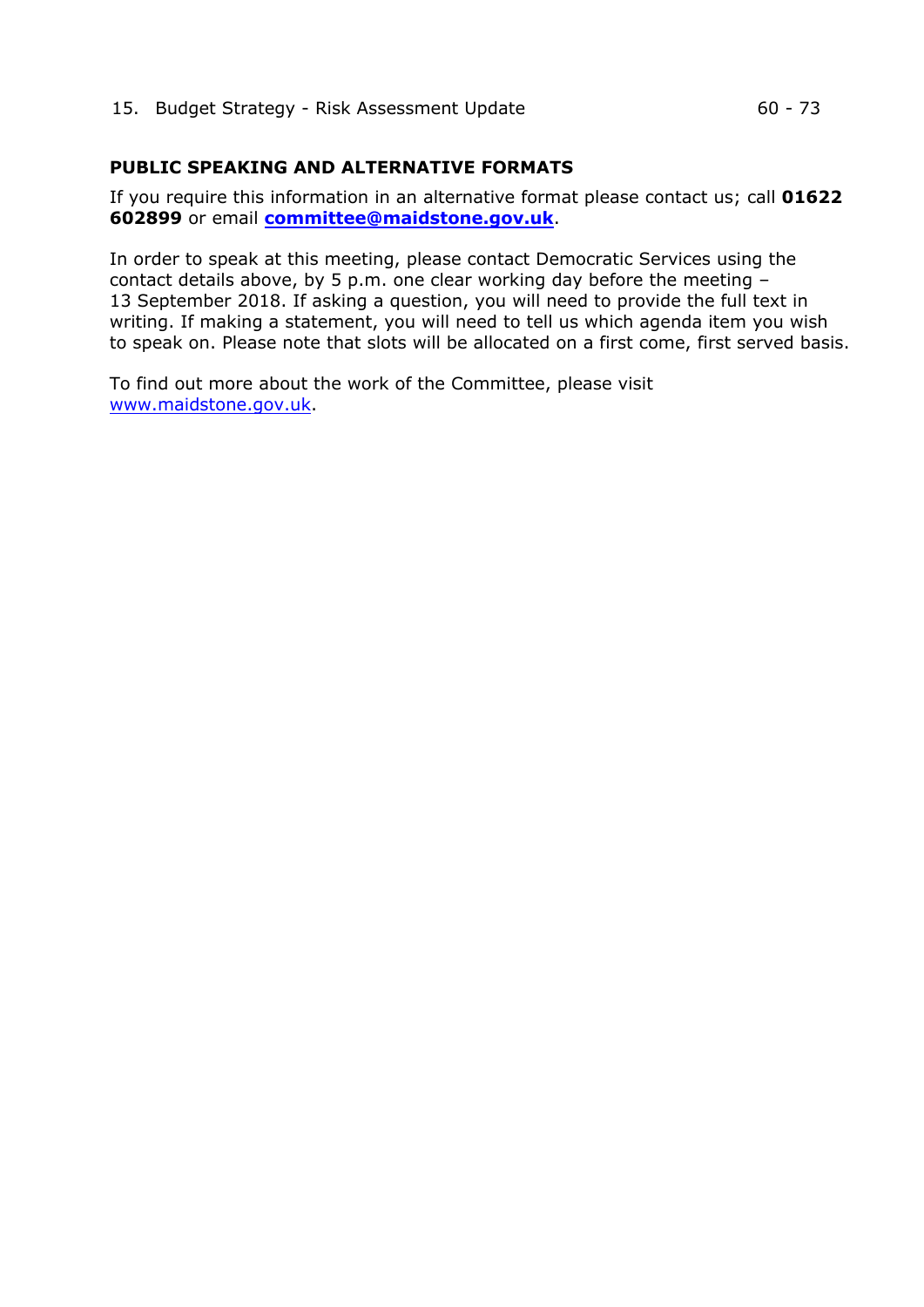15. Budget Strategy - Risk Assessment Update 60 - 73

**PUBLIC SPEAKING AND ALTERNATIVE FORMATS**

If you require this information in an alternative format please contact us; call **01622 602899** or email **committee@maidstone.gov.uk**.

In order to speak at this meeting, please contact Democratic Services using the contact details above, by 5 p.m. one clear working day before the meeting – 13 September 2018. If asking a question, you will need to provide the full text in writing. If making a statement, you will need to tell us which agenda item you wish to speak on. Please note that slots will be allocated on a first come, first served basis.

To find out more about the work of the Committee, please visit www.maidstone.gov.uk.